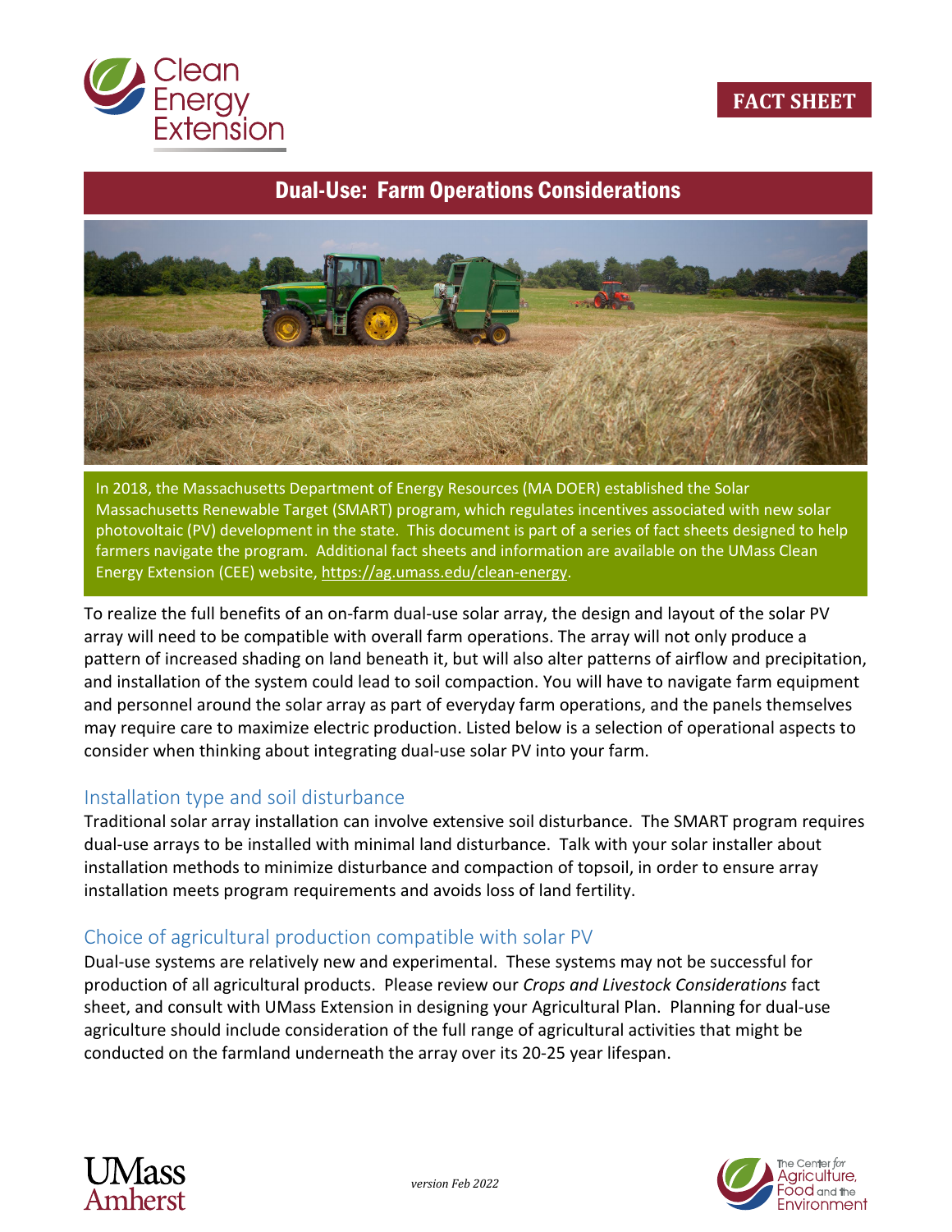FACT SHEET

# Dual-Use: Farm Operations Considerations

In 2018, the Massachusetts Department of Energy Resources (MA DOER) established the Solar Massachusetts Renewable Target (SMART) program, which regulates incentives associated with new solar photovoltaic (PV) development in the state. This document is part of a series of fact sheets designed to help farmers navigate the program. Additional fact sheets and information are available on the UMass Clean Energy Extension (CEE) website, https://ag.umass.edu/clean-energy.

To realize the full benefits of an on-farm dual-use solar array, the design and layout of the solar PV array will need to be compatible with overall farm operations. The array will not only produce a pattern of increased shading on land beneath it, but will also alter patterns of airflow and precipitation, and installation of the system could lead to soil compaction. You will have to navigate farm equipment and personnel around the solar array as part of everyday farm operations, and the panels themselves may require care to maximize electric production. Listed below is a selection of operational aspects to consider when thinking about integrating dual-use solar PV into your farm.

## Installation type and soil disturbance

Traditional solar array installation can involve extensive soil disturbance. The SMART program requires dual-use arrays to be installed with minimal land disturbance. Talk with your solar installer about installation methods to minimize disturbance and compaction of topsoil, in order to ensure array installation meets program requirements and avoids loss of land fertility.

## Choice of agricultural production compatible with solar PV

Dual-use systems are relatively new and experimental. These systems may not be successful for production of all agricultural products. Please review our *Crops and Livestock Considerations* fact sheet, and consult with UMass Extension in designing your Agricultural Plan. Planning for dual-use agriculture should include consideration of the full range of agricultural activities that might be conducted on the farmland underneath the array over its 20-25 year lifespan.

*version Feb 2022*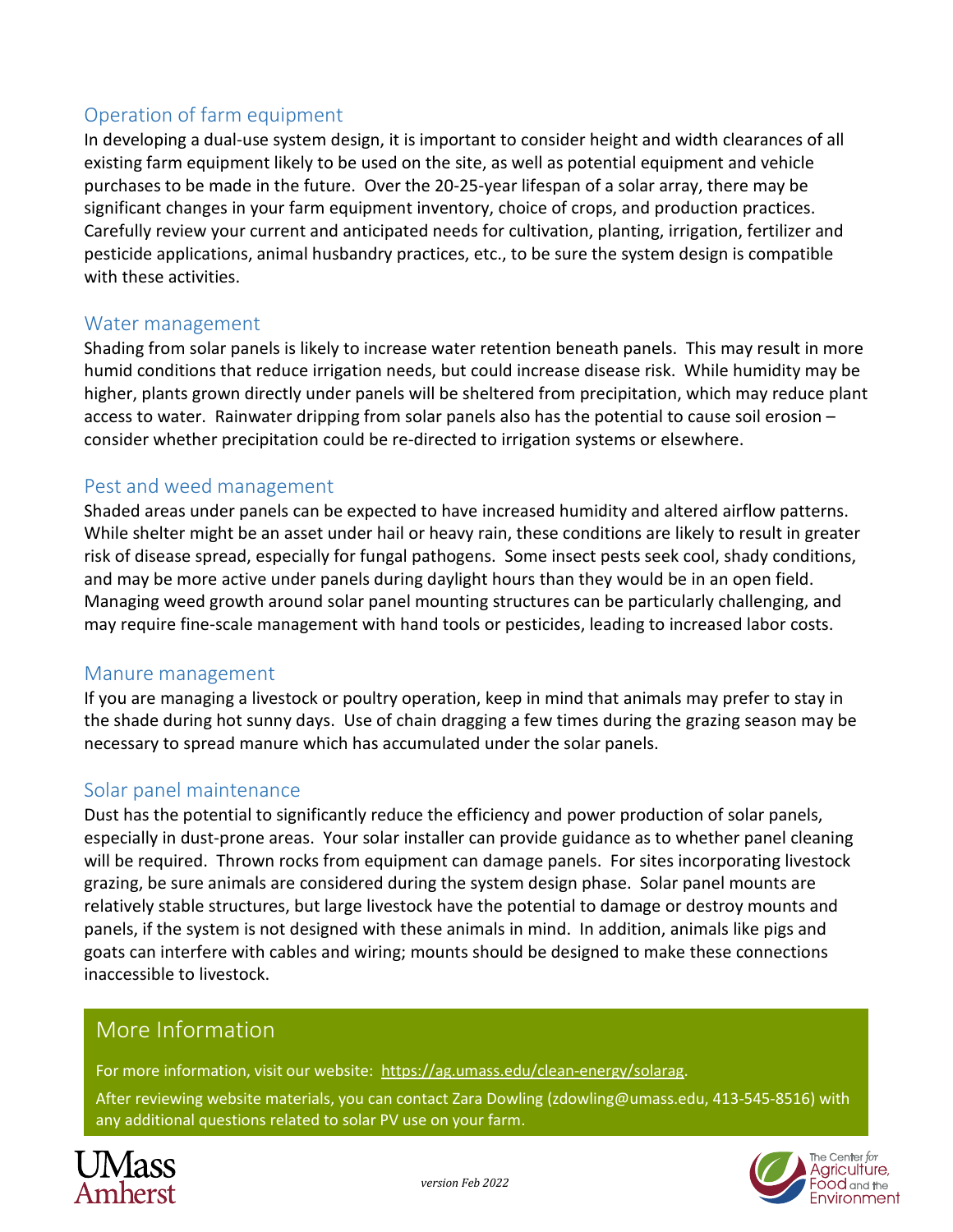## Operation of farm equipment

In developing a dual-use system design, it is important to consider height and width clearances of all existing farm equipment likely to be used on the site, as well as potential equipment and vehicle purchases to be made in the future. Over the 20-25-year lifespan of a solar array, there may be significant changes in your farm equipment inventory, choice of crops, and production practices. Carefully review your current and anticipated needs for cultivation, planting, irrigation, fertilizer and pesticide applications, animal husbandry practices, etc., to be sure the system design is compatible with these activities.

## Water management

Shading from solar panels is likely to increase water retention beneath panels. This may result in more humid conditions that reduce irrigation needs, but could increase disease risk. While humidity may be higher, plants grown directly under panels will be sheltered from precipitation, which may reduce plant access to water. Rainwater dripping from solar panels also has the potential to cause soil erosion – consider whether precipitation could be re-directed to irrigation systems or elsewhere.

## Pest and weed management

Shaded areas under panels can be expected to have increased humidity and altered airflow patterns. While shelter might be an asset under hail or heavy rain, these conditions are likely to result in greater risk of disease spread, especially for fungal pathogens. Some insect pests seek cool, shady conditions, and may be more active under panels during daylight hours than they would be in an open field. Managing weed growth around solar panel mounting structures can be particularly challenging, and may require fine-scale management with hand tools or pesticides, leading to increased labor costs.

## Manure management

If you are managing a livestock or poultry operation, keep in mind that animals may prefer to stay in the shade during hot sunny days. Use of chain dragging a few times during the grazing season may be necessary to spread manure which has accumulated under the solar panels.

## Solar panel maintenance

Dust has the potential to significantly reduce the efficiency and power production of solar panels, especially in dust-prone areas. Your solar installer can provide guidance as to whether panel cleaning will be required. Thrown rocks from equipment can damage panels. For sites incorporating livestock grazing, be sure animals are considered during the system design phase. Solar panel mounts are relatively stable structures, but large livestock have the potential to damage or destroy mounts and panels, if the system is not designed with these animals in mind. In addition, animals like pigs and goats can interfere with cables and wiring; mounts should be designed to make these connections inaccessible to livestock.

## More Information

For more information, visit our website: https://ag.umass.edu/clean-energy/solarag.

After reviewing website materials, you can contact Zara Dowling (zdowling@umass.edu, 413-545-8516) with any additional questions related to solar PV use on your farm.

UMass Amherst

*version Feb 2022*

The Center *for* Agriculture, Food and the Environment